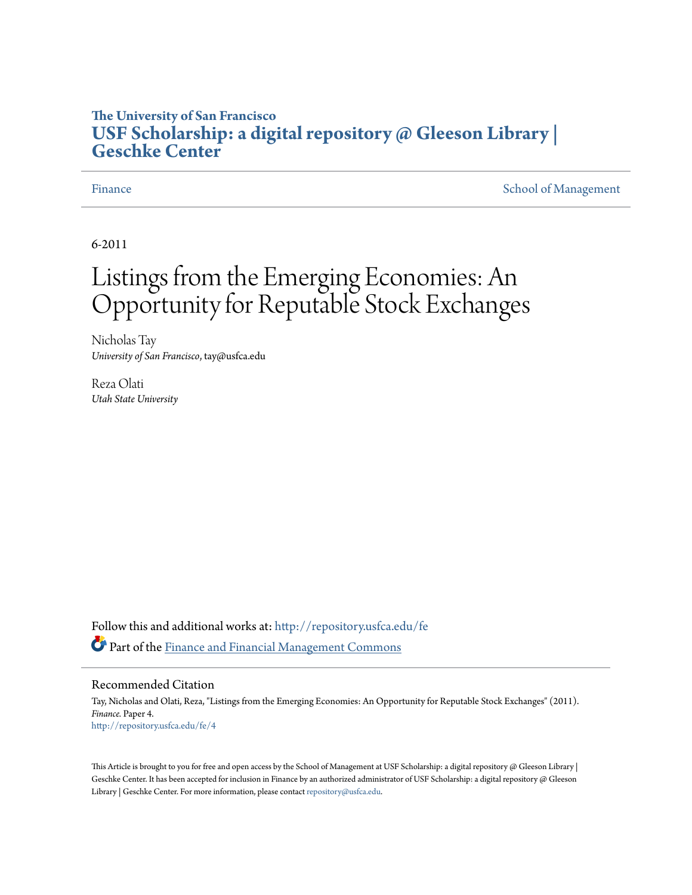**The University of San Francisco**
**USF Scholarship: a digital repository @ Gleeson Library | Geschke Center**

Finance | School of Management

6-2011

# Listings from the Emerging Economies: An Opportunity for Reputable Stock Exchanges

Nicholas Tay
*University of San Francisco*, tay@usfca.edu

Reza Olati
*Utah State University*

Follow this and additional works at: http://repository.usfca.edu/fe

Part of the Finance and Financial Management Commons

## Recommended Citation

Tay, Nicholas and Olati, Reza, "Listings from the Emerging Economies: An Opportunity for Reputable Stock Exchanges" (2011). *Finance.* Paper 4.
http://repository.usfca.edu/fe/4

This Article is brought to you for free and open access by the School of Management at USF Scholarship: a digital repository @ Gleeson Library | Geschke Center. It has been accepted for inclusion in Finance by an authorized administrator of USF Scholarship: a digital repository @ Gleeson Library | Geschke Center. For more information, please contact repository@usfca.edu.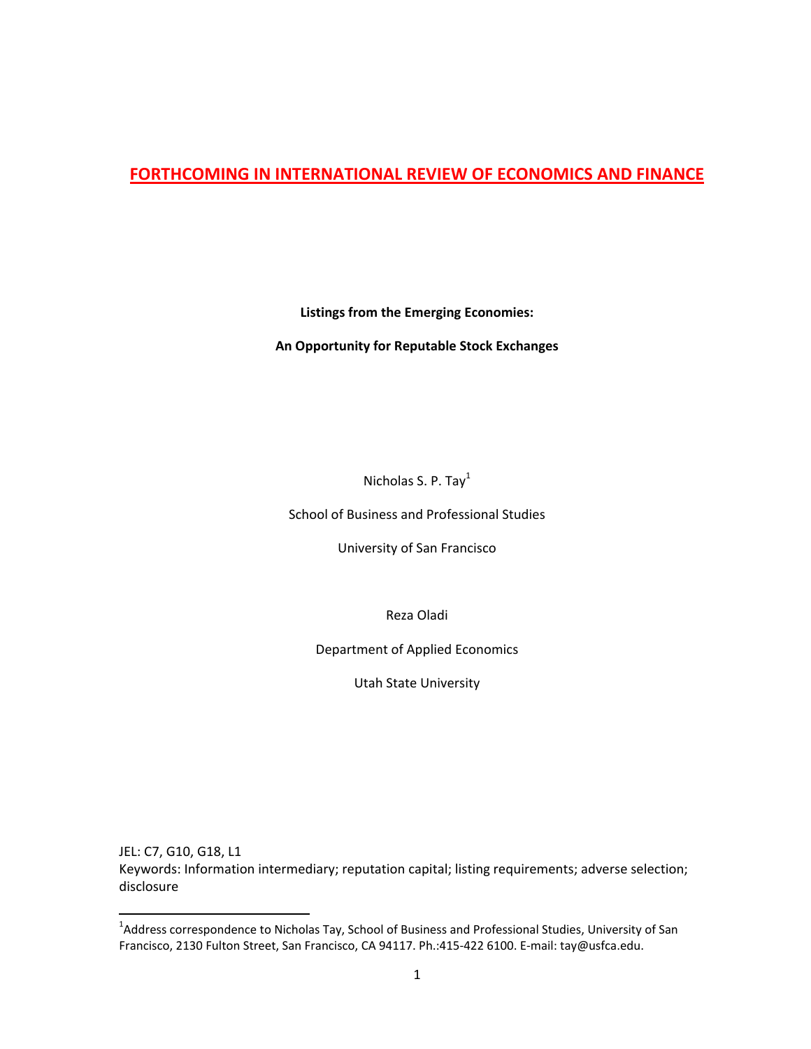**FORTHCOMING IN INTERNATIONAL REVIEW OF ECONOMICS AND FINANCE**

**Listings from the Emerging Economies:**

**An Opportunity for Reputable Stock Exchanges**

Nicholas S. P. Tay[1]

School of Business and Professional Studies

University of San Francisco

Reza Oladi

Department of Applied Economics

Utah State University

JEL: C7, G10, G18, L1

Keywords: Information intermediary; reputation capital; listing requirements; adverse selection; disclosure

[1] Address correspondence to Nicholas Tay, School of Business and Professional Studies, University of San Francisco, 2130 Fulton Street, San Francisco, CA 94117. Ph.:415-422 6100. E-mail: tay@usfca.edu.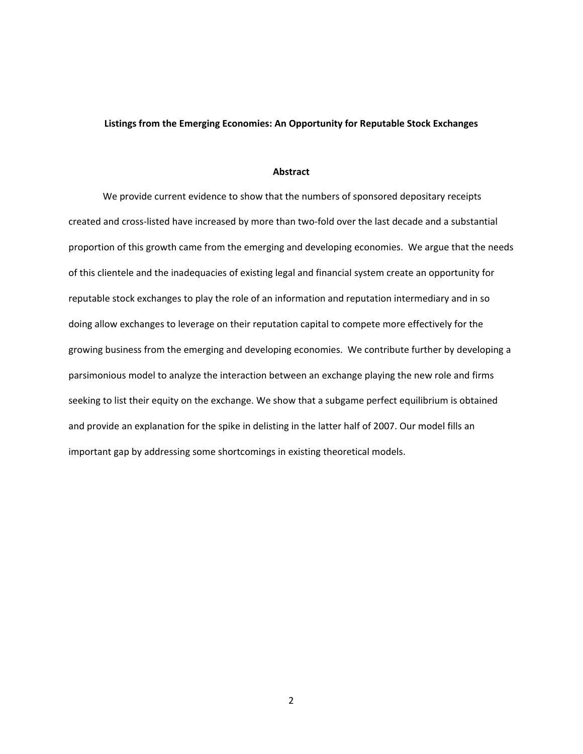**Listings from the Emerging Economies: An Opportunity for Reputable Stock Exchanges**

**Abstract**

We provide current evidence to show that the numbers of sponsored depositary receipts created and cross-listed have increased by more than two-fold over the last decade and a substantial proportion of this growth came from the emerging and developing economies. We argue that the needs of this clientele and the inadequacies of existing legal and financial system create an opportunity for reputable stock exchanges to play the role of an information and reputation intermediary and in so doing allow exchanges to leverage on their reputation capital to compete more effectively for the growing business from the emerging and developing economies. We contribute further by developing a parsimonious model to analyze the interaction between an exchange playing the new role and firms seeking to list their equity on the exchange. We show that a subgame perfect equilibrium is obtained and provide an explanation for the spike in delisting in the latter half of 2007. Our model fills an important gap by addressing some shortcomings in existing theoretical models.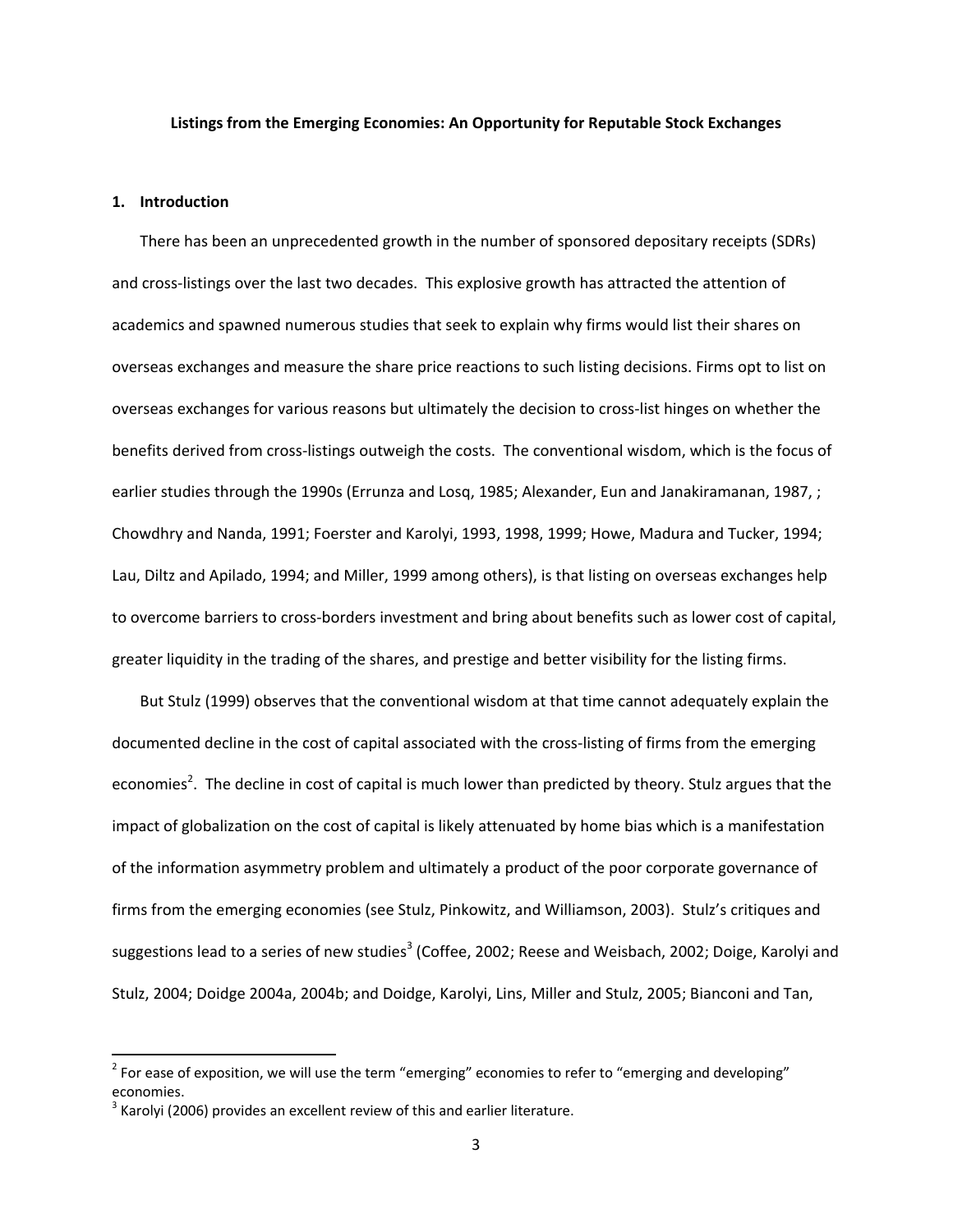**Listings from the Emerging Economies: An Opportunity for Reputable Stock Exchanges**

## 1. Introduction

There has been an unprecedented growth in the number of sponsored depositary receipts (SDRs) and cross-listings over the last two decades. This explosive growth has attracted the attention of academics and spawned numerous studies that seek to explain why firms would list their shares on overseas exchanges and measure the share price reactions to such listing decisions. Firms opt to list on overseas exchanges for various reasons but ultimately the decision to cross-list hinges on whether the benefits derived from cross-listings outweigh the costs. The conventional wisdom, which is the focus of earlier studies through the 1990s (Errunza and Losq, 1985; Alexander, Eun and Janakiramanan, 1987, ; Chowdhry and Nanda, 1991; Foerster and Karolyi, 1993, 1998, 1999; Howe, Madura and Tucker, 1994; Lau, Diltz and Apilado, 1994; and Miller, 1999 among others), is that listing on overseas exchanges help to overcome barriers to cross-borders investment and bring about benefits such as lower cost of capital, greater liquidity in the trading of the shares, and prestige and better visibility for the listing firms.

But Stulz (1999) observes that the conventional wisdom at that time cannot adequately explain the documented decline in the cost of capital associated with the cross-listing of firms from the emerging economies[2]. The decline in cost of capital is much lower than predicted by theory. Stulz argues that the impact of globalization on the cost of capital is likely attenuated by home bias which is a manifestation of the information asymmetry problem and ultimately a product of the poor corporate governance of firms from the emerging economies (see Stulz, Pinkowitz, and Williamson, 2003). Stulz's critiques and suggestions lead to a series of new studies[3] (Coffee, 2002; Reese and Weisbach, 2002; Doige, Karolyi and Stulz, 2004; Doidge 2004a, 2004b; and Doidge, Karolyi, Lins, Miller and Stulz, 2005; Bianconi and Tan,

---

[2] For ease of exposition, we will use the term "emerging" economies to refer to "emerging and developing" economies.

[3] Karolyi (2006) provides an excellent review of this and earlier literature.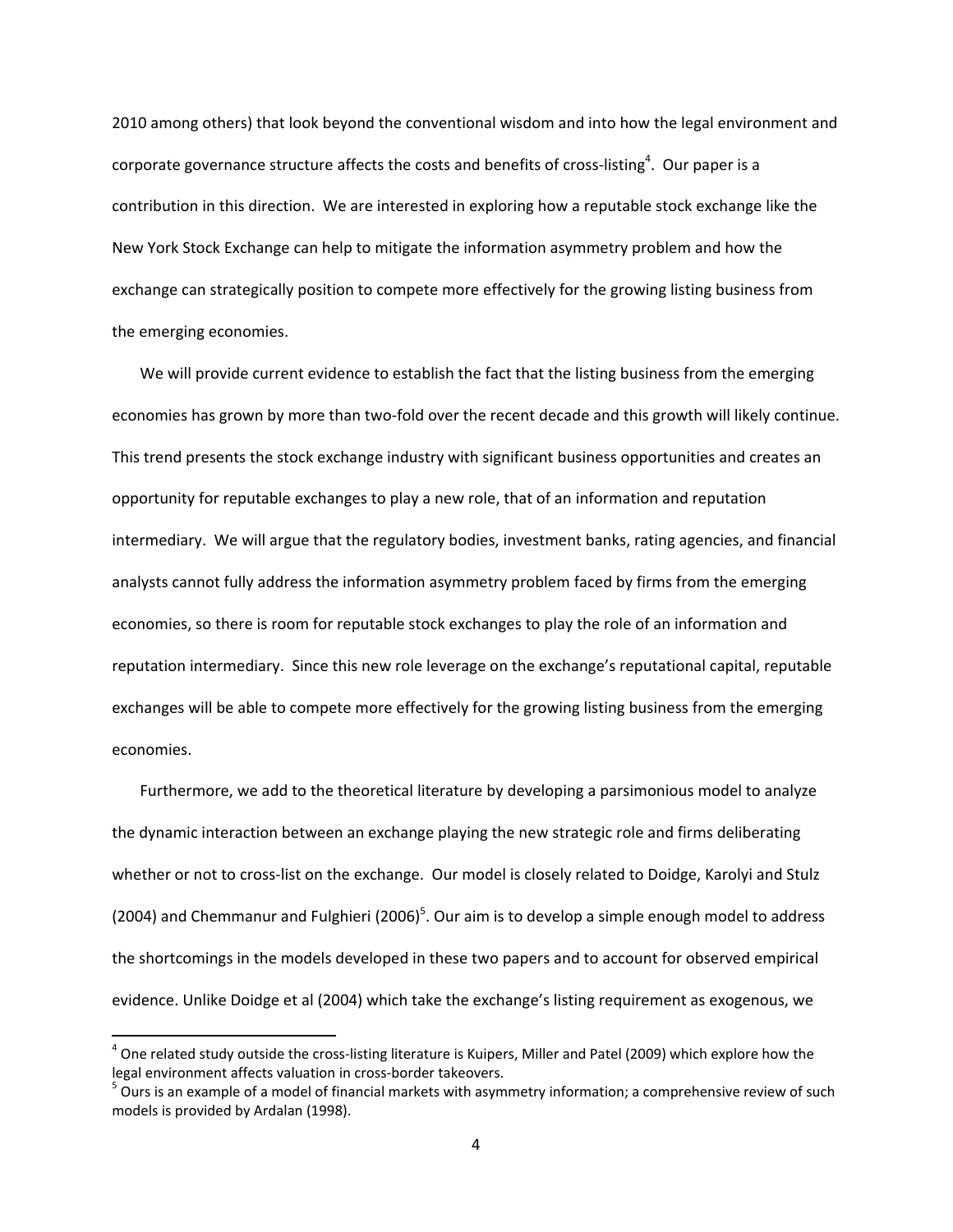2010 among others) that look beyond the conventional wisdom and into how the legal environment and corporate governance structure affects the costs and benefits of cross-listing[4]. Our paper is a contribution in this direction. We are interested in exploring how a reputable stock exchange like the New York Stock Exchange can help to mitigate the information asymmetry problem and how the exchange can strategically position to compete more effectively for the growing listing business from the emerging economies.

We will provide current evidence to establish the fact that the listing business from the emerging economies has grown by more than two-fold over the recent decade and this growth will likely continue. This trend presents the stock exchange industry with significant business opportunities and creates an opportunity for reputable exchanges to play a new role, that of an information and reputation intermediary. We will argue that the regulatory bodies, investment banks, rating agencies, and financial analysts cannot fully address the information asymmetry problem faced by firms from the emerging economies, so there is room for reputable stock exchanges to play the role of an information and reputation intermediary. Since this new role leverage on the exchange's reputational capital, reputable exchanges will be able to compete more effectively for the growing listing business from the emerging economies.

Furthermore, we add to the theoretical literature by developing a parsimonious model to analyze the dynamic interaction between an exchange playing the new strategic role and firms deliberating whether or not to cross-list on the exchange. Our model is closely related to Doidge, Karolyi and Stulz (2004) and Chemmanur and Fulghieri (2006)[5]. Our aim is to develop a simple enough model to address the shortcomings in the models developed in these two papers and to account for observed empirical evidence. Unlike Doidge et al (2004) which take the exchange's listing requirement as exogenous, we

[4] One related study outside the cross-listing literature is Kuipers, Miller and Patel (2009) which explore how the legal environment affects valuation in cross-border takeovers.

[5] Ours is an example of a model of financial markets with asymmetry information; a comprehensive review of such models is provided by Ardalan (1998).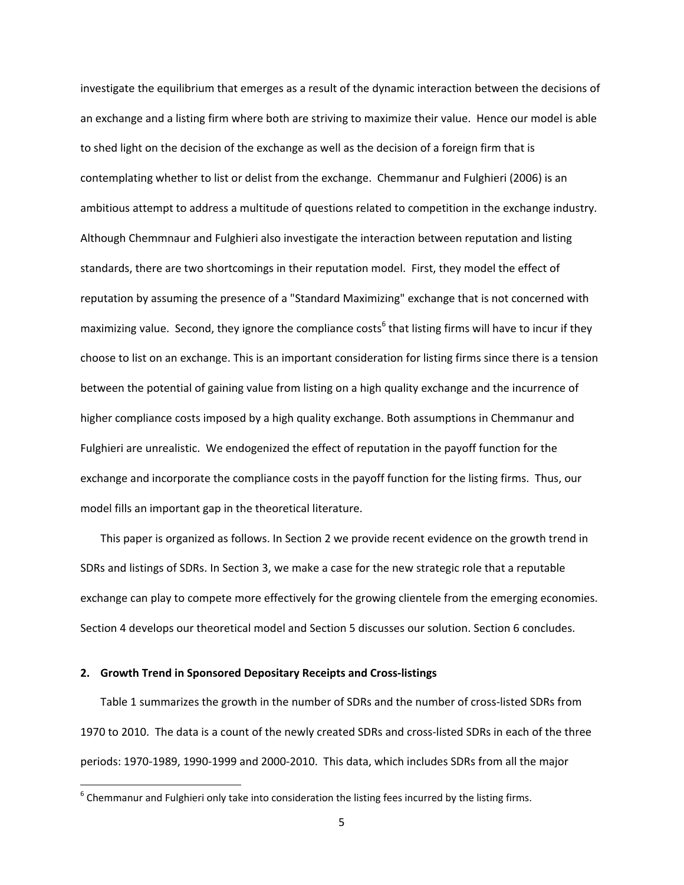investigate the equilibrium that emerges as a result of the dynamic interaction between the decisions of an exchange and a listing firm where both are striving to maximize their value. Hence our model is able to shed light on the decision of the exchange as well as the decision of a foreign firm that is contemplating whether to list or delist from the exchange. Chemmanur and Fulghieri (2006) is an ambitious attempt to address a multitude of questions related to competition in the exchange industry. Although Chemmnaur and Fulghieri also investigate the interaction between reputation and listing standards, there are two shortcomings in their reputation model. First, they model the effect of reputation by assuming the presence of a "Standard Maximizing" exchange that is not concerned with maximizing value. Second, they ignore the compliance costs[6] that listing firms will have to incur if they choose to list on an exchange. This is an important consideration for listing firms since there is a tension between the potential of gaining value from listing on a high quality exchange and the incurrence of higher compliance costs imposed by a high quality exchange. Both assumptions in Chemmanur and Fulghieri are unrealistic. We endogenized the effect of reputation in the payoff function for the exchange and incorporate the compliance costs in the payoff function for the listing firms. Thus, our model fills an important gap in the theoretical literature.

This paper is organized as follows. In Section 2 we provide recent evidence on the growth trend in SDRs and listings of SDRs. In Section 3, we make a case for the new strategic role that a reputable exchange can play to compete more effectively for the growing clientele from the emerging economies. Section 4 develops our theoretical model and Section 5 discusses our solution. Section 6 concludes.

## 2. Growth Trend in Sponsored Depositary Receipts and Cross-listings

Table 1 summarizes the growth in the number of SDRs and the number of cross-listed SDRs from 1970 to 2010. The data is a count of the newly created SDRs and cross-listed SDRs in each of the three periods: 1970-1989, 1990-1999 and 2000-2010. This data, which includes SDRs from all the major

[6] Chemmanur and Fulghieri only take into consideration the listing fees incurred by the listing firms.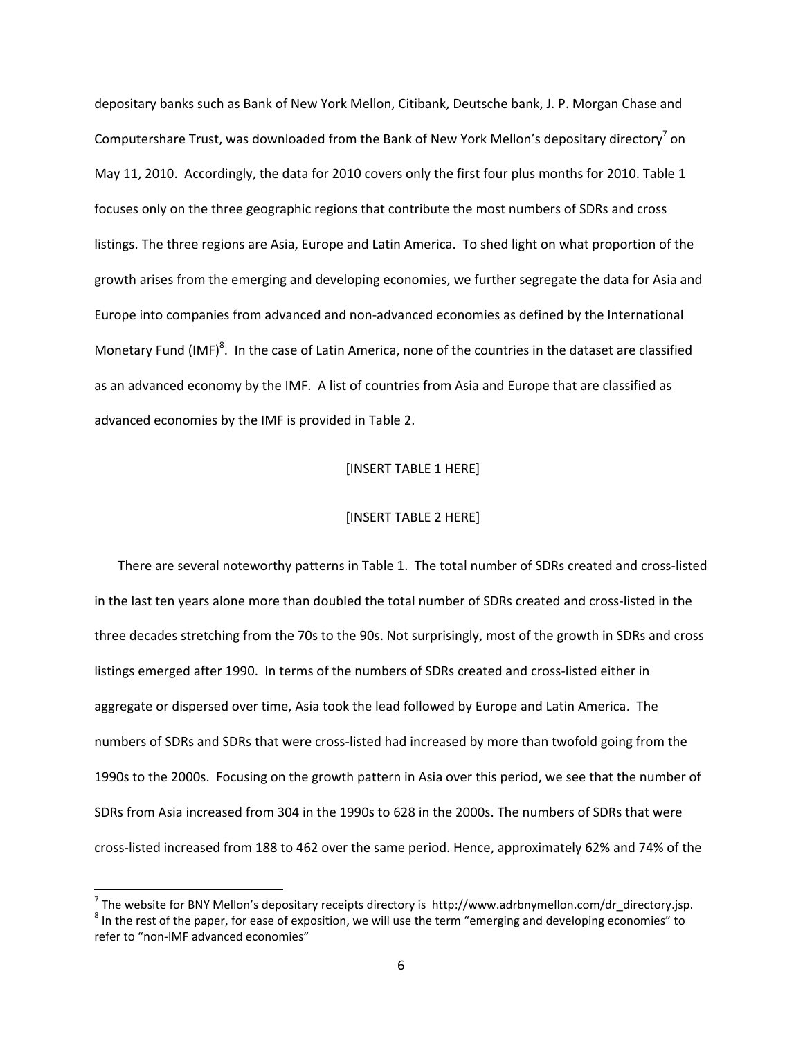depositary banks such as Bank of New York Mellon, Citibank, Deutsche bank, J. P. Morgan Chase and Computershare Trust, was downloaded from the Bank of New York Mellon's depositary directory[7] on May 11, 2010. Accordingly, the data for 2010 covers only the first four plus months for 2010. Table 1 focuses only on the three geographic regions that contribute the most numbers of SDRs and cross listings. The three regions are Asia, Europe and Latin America. To shed light on what proportion of the growth arises from the emerging and developing economies, we further segregate the data for Asia and Europe into companies from advanced and non-advanced economies as defined by the International Monetary Fund (IMF)[8]. In the case of Latin America, none of the countries in the dataset are classified as an advanced economy by the IMF. A list of countries from Asia and Europe that are classified as advanced economies by the IMF is provided in Table 2.

[INSERT TABLE 1 HERE]

[INSERT TABLE 2 HERE]

There are several noteworthy patterns in Table 1. The total number of SDRs created and cross-listed in the last ten years alone more than doubled the total number of SDRs created and cross-listed in the three decades stretching from the 70s to the 90s. Not surprisingly, most of the growth in SDRs and cross listings emerged after 1990. In terms of the numbers of SDRs created and cross-listed either in aggregate or dispersed over time, Asia took the lead followed by Europe and Latin America. The numbers of SDRs and SDRs that were cross-listed had increased by more than twofold going from the 1990s to the 2000s. Focusing on the growth pattern in Asia over this period, we see that the number of SDRs from Asia increased from 304 in the 1990s to 628 in the 2000s. The numbers of SDRs that were cross-listed increased from 188 to 462 over the same period. Hence, approximately 62% and 74% of the

[7] The website for BNY Mellon's depositary receipts directory is http://www.adrbnymellon.com/dr_directory.jsp.

[8] In the rest of the paper, for ease of exposition, we will use the term "emerging and developing economies" to refer to "non-IMF advanced economies"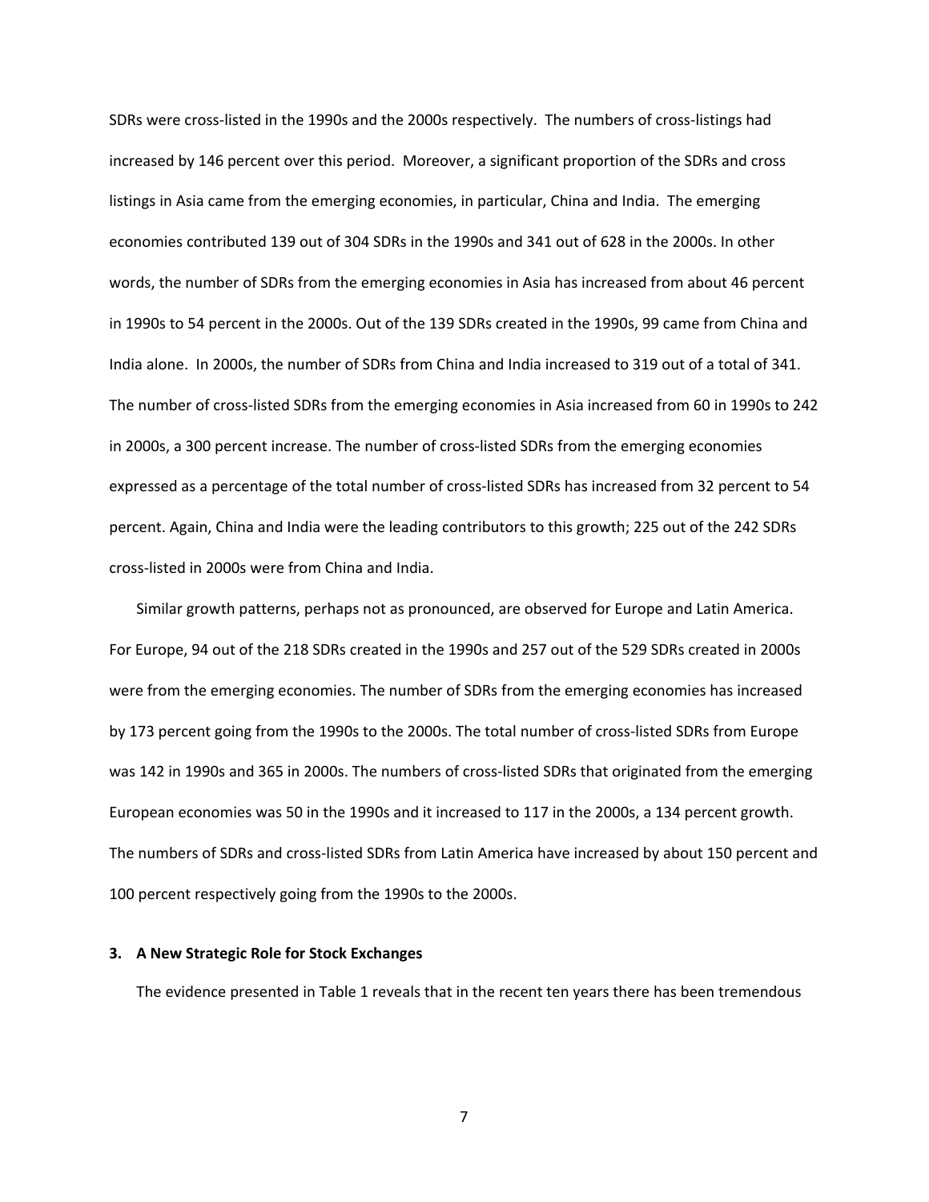SDRs were cross-listed in the 1990s and the 2000s respectively. The numbers of cross-listings had increased by 146 percent over this period. Moreover, a significant proportion of the SDRs and cross listings in Asia came from the emerging economies, in particular, China and India. The emerging economies contributed 139 out of 304 SDRs in the 1990s and 341 out of 628 in the 2000s. In other words, the number of SDRs from the emerging economies in Asia has increased from about 46 percent in 1990s to 54 percent in the 2000s. Out of the 139 SDRs created in the 1990s, 99 came from China and India alone. In 2000s, the number of SDRs from China and India increased to 319 out of a total of 341. The number of cross-listed SDRs from the emerging economies in Asia increased from 60 in 1990s to 242 in 2000s, a 300 percent increase. The number of cross-listed SDRs from the emerging economies expressed as a percentage of the total number of cross-listed SDRs has increased from 32 percent to 54 percent. Again, China and India were the leading contributors to this growth; 225 out of the 242 SDRs cross-listed in 2000s were from China and India.

Similar growth patterns, perhaps not as pronounced, are observed for Europe and Latin America. For Europe, 94 out of the 218 SDRs created in the 1990s and 257 out of the 529 SDRs created in 2000s were from the emerging economies. The number of SDRs from the emerging economies has increased by 173 percent going from the 1990s to the 2000s. The total number of cross-listed SDRs from Europe was 142 in 1990s and 365 in 2000s. The numbers of cross-listed SDRs that originated from the emerging European economies was 50 in the 1990s and it increased to 117 in the 2000s, a 134 percent growth. The numbers of SDRs and cross-listed SDRs from Latin America have increased by about 150 percent and 100 percent respectively going from the 1990s to the 2000s.

## 3. A New Strategic Role for Stock Exchanges

The evidence presented in Table 1 reveals that in the recent ten years there has been tremendous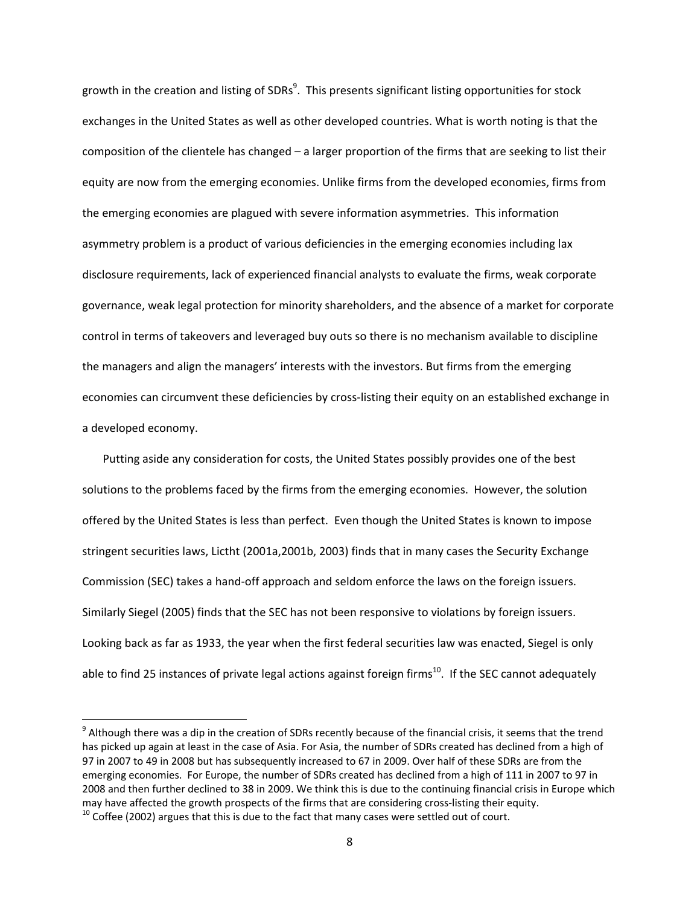growth in the creation and listing of SDRs[9]. This presents significant listing opportunities for stock exchanges in the United States as well as other developed countries. What is worth noting is that the composition of the clientele has changed – a larger proportion of the firms that are seeking to list their equity are now from the emerging economies. Unlike firms from the developed economies, firms from the emerging economies are plagued with severe information asymmetries. This information asymmetry problem is a product of various deficiencies in the emerging economies including lax disclosure requirements, lack of experienced financial analysts to evaluate the firms, weak corporate governance, weak legal protection for minority shareholders, and the absence of a market for corporate control in terms of takeovers and leveraged buy outs so there is no mechanism available to discipline the managers and align the managers' interests with the investors. But firms from the emerging economies can circumvent these deficiencies by cross-listing their equity on an established exchange in a developed economy.

Putting aside any consideration for costs, the United States possibly provides one of the best solutions to the problems faced by the firms from the emerging economies. However, the solution offered by the United States is less than perfect. Even though the United States is known to impose stringent securities laws, Lictht (2001a,2001b, 2003) finds that in many cases the Security Exchange Commission (SEC) takes a hand-off approach and seldom enforce the laws on the foreign issuers. Similarly Siegel (2005) finds that the SEC has not been responsive to violations by foreign issuers. Looking back as far as 1933, the year when the first federal securities law was enacted, Siegel is only able to find 25 instances of private legal actions against foreign firms[10]. If the SEC cannot adequately

[9] Although there was a dip in the creation of SDRs recently because of the financial crisis, it seems that the trend has picked up again at least in the case of Asia. For Asia, the number of SDRs created has declined from a high of 97 in 2007 to 49 in 2008 but has subsequently increased to 67 in 2009. Over half of these SDRs are from the emerging economies. For Europe, the number of SDRs created has declined from a high of 111 in 2007 to 97 in 2008 and then further declined to 38 in 2009. We think this is due to the continuing financial crisis in Europe which may have affected the growth prospects of the firms that are considering cross-listing their equity.

[10] Coffee (2002) argues that this is due to the fact that many cases were settled out of court.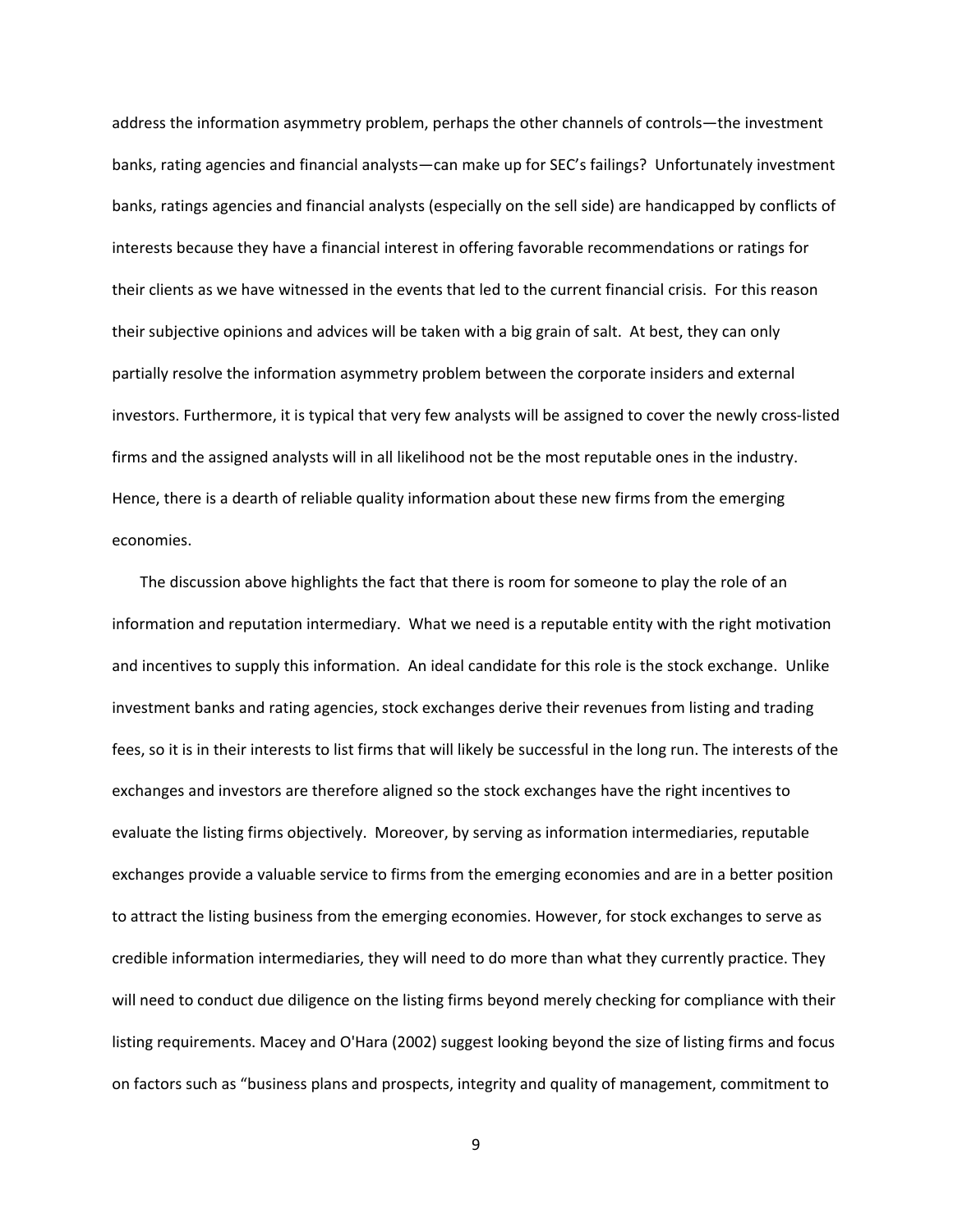address the information asymmetry problem, perhaps the other channels of controls—the investment banks, rating agencies and financial analysts—can make up for SEC's failings? Unfortunately investment banks, ratings agencies and financial analysts (especially on the sell side) are handicapped by conflicts of interests because they have a financial interest in offering favorable recommendations or ratings for their clients as we have witnessed in the events that led to the current financial crisis. For this reason their subjective opinions and advices will be taken with a big grain of salt. At best, they can only partially resolve the information asymmetry problem between the corporate insiders and external investors. Furthermore, it is typical that very few analysts will be assigned to cover the newly cross-listed firms and the assigned analysts will in all likelihood not be the most reputable ones in the industry. Hence, there is a dearth of reliable quality information about these new firms from the emerging economies.

The discussion above highlights the fact that there is room for someone to play the role of an information and reputation intermediary. What we need is a reputable entity with the right motivation and incentives to supply this information. An ideal candidate for this role is the stock exchange. Unlike investment banks and rating agencies, stock exchanges derive their revenues from listing and trading fees, so it is in their interests to list firms that will likely be successful in the long run. The interests of the exchanges and investors are therefore aligned so the stock exchanges have the right incentives to evaluate the listing firms objectively. Moreover, by serving as information intermediaries, reputable exchanges provide a valuable service to firms from the emerging economies and are in a better position to attract the listing business from the emerging economies. However, for stock exchanges to serve as credible information intermediaries, they will need to do more than what they currently practice. They will need to conduct due diligence on the listing firms beyond merely checking for compliance with their listing requirements. Macey and O'Hara (2002) suggest looking beyond the size of listing firms and focus on factors such as "business plans and prospects, integrity and quality of management, commitment to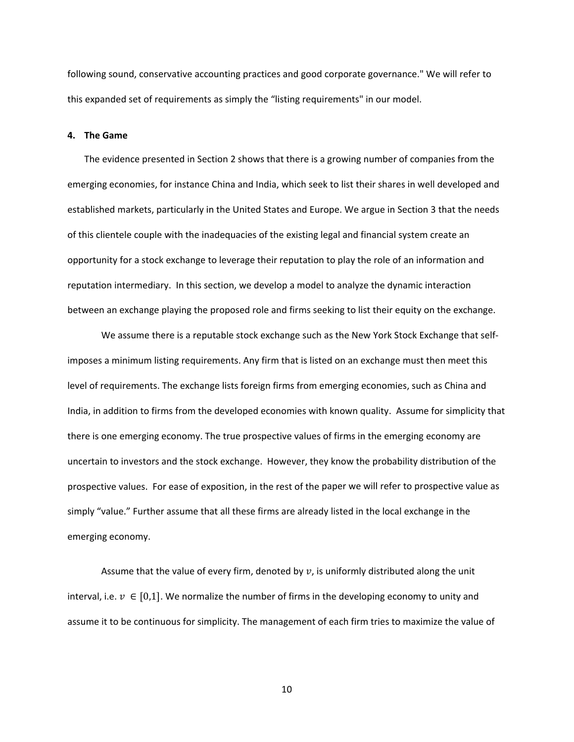following sound, conservative accounting practices and good corporate governance." We will refer to this expanded set of requirements as simply the "listing requirements" in our model.

## 4. The Game

The evidence presented in Section 2 shows that there is a growing number of companies from the emerging economies, for instance China and India, which seek to list their shares in well developed and established markets, particularly in the United States and Europe. We argue in Section 3 that the needs of this clientele couple with the inadequacies of the existing legal and financial system create an opportunity for a stock exchange to leverage their reputation to play the role of an information and reputation intermediary. In this section, we develop a model to analyze the dynamic interaction between an exchange playing the proposed role and firms seeking to list their equity on the exchange.

We assume there is a reputable stock exchange such as the New York Stock Exchange that self-imposes a minimum listing requirements. Any firm that is listed on an exchange must then meet this level of requirements. The exchange lists foreign firms from emerging economies, such as China and India, in addition to firms from the developed economies with known quality. Assume for simplicity that there is one emerging economy. The true prospective values of firms in the emerging economy are uncertain to investors and the stock exchange. However, they know the probability distribution of the prospective values. For ease of exposition, in the rest of the paper we will refer to prospective value as simply "value." Further assume that all these firms are already listed in the local exchange in the emerging economy.

Assume that the value of every firm, denoted by $v$, is uniformly distributed along the unit interval, i.e. $v \in [0,1]$. We normalize the number of firms in the developing economy to unity and assume it to be continuous for simplicity. The management of each firm tries to maximize the value of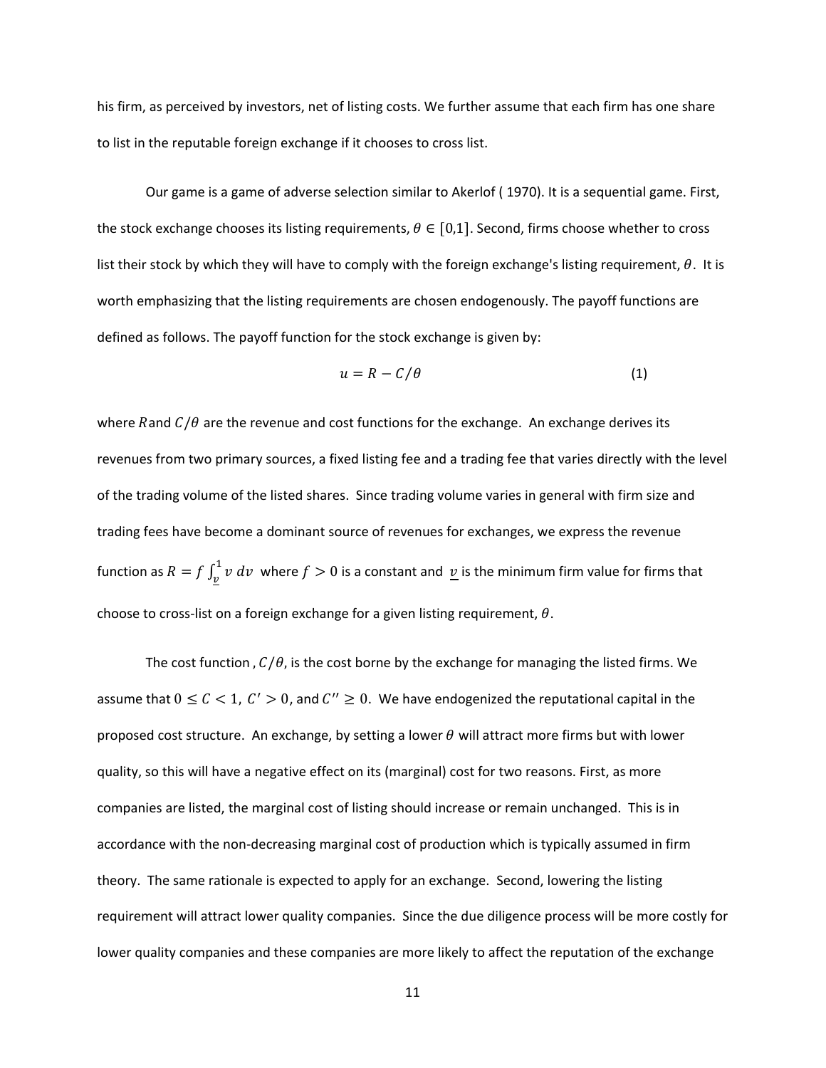his firm, as perceived by investors, net of listing costs. We further assume that each firm has one share to list in the reputable foreign exchange if it chooses to cross list.

Our game is a game of adverse selection similar to Akerlof ( 1970). It is a sequential game. First, the stock exchange chooses its listing requirements, $\theta \in [0,1]$. Second, firms choose whether to cross list their stock by which they will have to comply with the foreign exchange's listing requirement, $\theta$. It is worth emphasizing that the listing requirements are chosen endogenously. The payoff functions are defined as follows. The payoff function for the stock exchange is given by:

$$u = R - C/\theta \tag{1}$$

where $R$ and $C/\theta$ are the revenue and cost functions for the exchange. An exchange derives its revenues from two primary sources, a fixed listing fee and a trading fee that varies directly with the level of the trading volume of the listed shares. Since trading volume varies in general with firm size and trading fees have become a dominant source of revenues for exchanges, we express the revenue function as $R = f\int_{\underline{v}}^{1} v\, dv$ where $f > 0$ is a constant and $\underline{v}$ is the minimum firm value for firms that choose to cross-list on a foreign exchange for a given listing requirement, $\theta$.

The cost function , $C/\theta$, is the cost borne by the exchange for managing the listed firms. We assume that $0 \leq C < 1$, $C' > 0$, and $C'' \geq 0$. We have endogenized the reputational capital in the proposed cost structure. An exchange, by setting a lower $\theta$ will attract more firms but with lower quality, so this will have a negative effect on its (marginal) cost for two reasons. First, as more companies are listed, the marginal cost of listing should increase or remain unchanged. This is in accordance with the non-decreasing marginal cost of production which is typically assumed in firm theory. The same rationale is expected to apply for an exchange. Second, lowering the listing requirement will attract lower quality companies. Since the due diligence process will be more costly for lower quality companies and these companies are more likely to affect the reputation of the exchange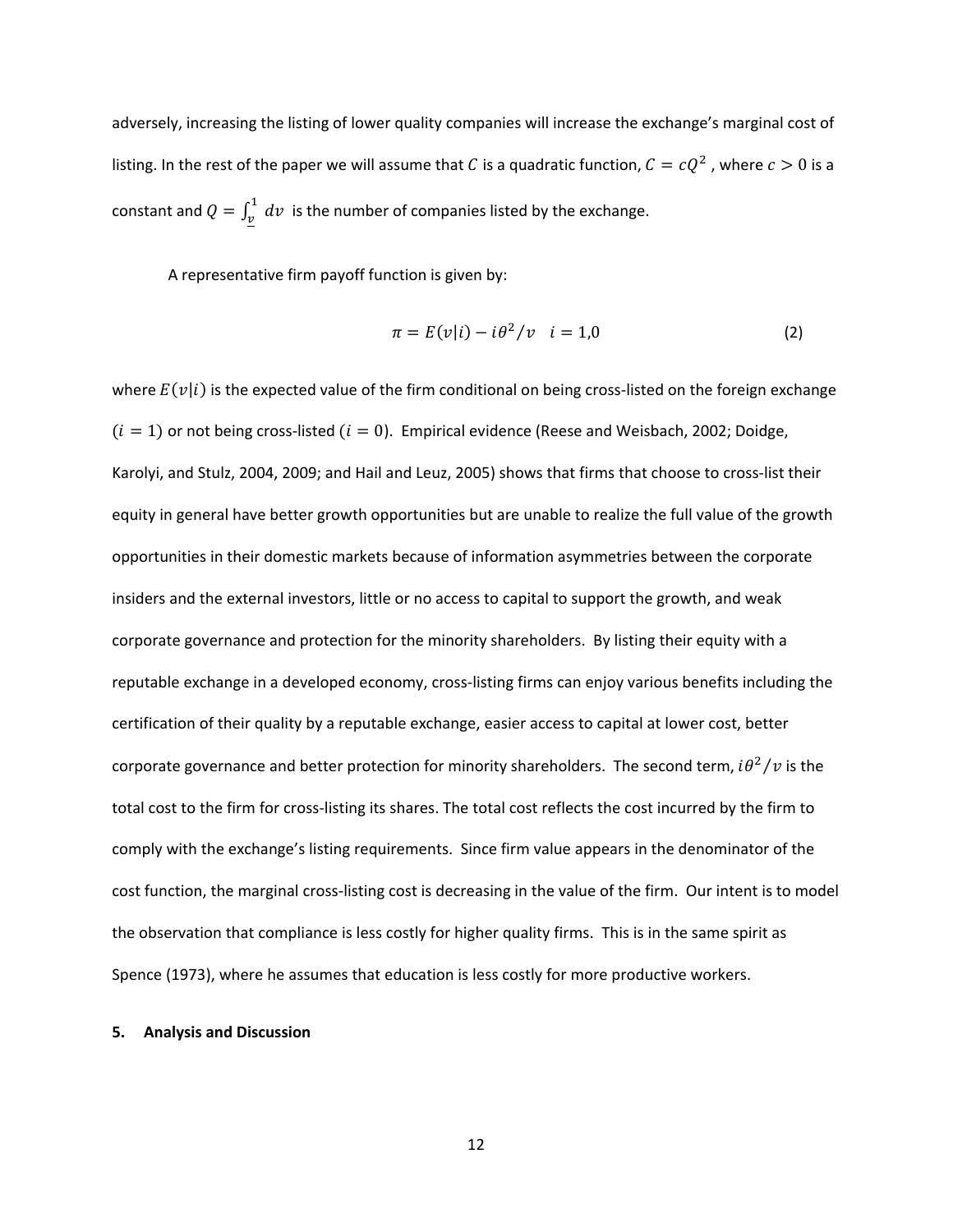adversely, increasing the listing of lower quality companies will increase the exchange's marginal cost of listing. In the rest of the paper we will assume that $C$ is a quadratic function, $C = cQ^2$ , where $c > 0$ is a constant and $Q = \int_{\underline{v}}^{1} dv$ is the number of companies listed by the exchange.

A representative firm payoff function is given by:

$$\pi = E(v|i) - i\theta^2/v \quad i = 1,0 \tag{2}$$

where $E(v|i)$ is the expected value of the firm conditional on being cross-listed on the foreign exchange ($i = 1$) or not being cross-listed ($i = 0$). Empirical evidence (Reese and Weisbach, 2002; Doidge, Karolyi, and Stulz, 2004, 2009; and Hail and Leuz, 2005) shows that firms that choose to cross-list their equity in general have better growth opportunities but are unable to realize the full value of the growth opportunities in their domestic markets because of information asymmetries between the corporate insiders and the external investors, little or no access to capital to support the growth, and weak corporate governance and protection for the minority shareholders. By listing their equity with a reputable exchange in a developed economy, cross-listing firms can enjoy various benefits including the certification of their quality by a reputable exchange, easier access to capital at lower cost, better corporate governance and better protection for minority shareholders. The second term, $i\theta^2/v$ is the total cost to the firm for cross-listing its shares. The total cost reflects the cost incurred by the firm to comply with the exchange's listing requirements. Since firm value appears in the denominator of the cost function, the marginal cross-listing cost is decreasing in the value of the firm. Our intent is to model the observation that compliance is less costly for higher quality firms. This is in the same spirit as Spence (1973), where he assumes that education is less costly for more productive workers.

## 5. Analysis and Discussion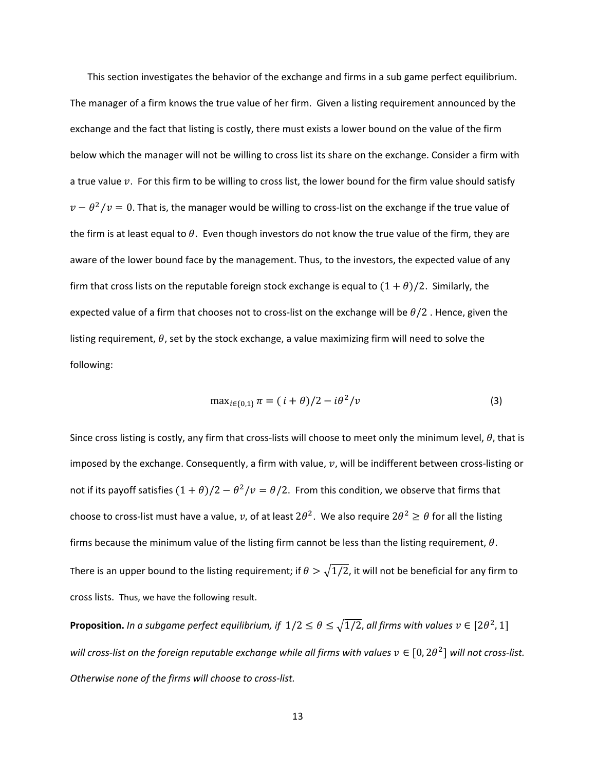This section investigates the behavior of the exchange and firms in a sub game perfect equilibrium. The manager of a firm knows the true value of her firm. Given a listing requirement announced by the exchange and the fact that listing is costly, there must exists a lower bound on the value of the firm below which the manager will not be willing to cross list its share on the exchange. Consider a firm with a true value $v$. For this firm to be willing to cross list, the lower bound for the firm value should satisfy $v - \theta^2/v = 0$. That is, the manager would be willing to cross-list on the exchange if the true value of the firm is at least equal to $\theta$. Even though investors do not know the true value of the firm, they are aware of the lower bound face by the management. Thus, to the investors, the expected value of any firm that cross lists on the reputable foreign stock exchange is equal to $(1 + \theta)/2$. Similarly, the expected value of a firm that chooses not to cross-list on the exchange will be $\theta/2$. Hence, given the listing requirement, $\theta$, set by the stock exchange, a value maximizing firm will need to solve the following:

$$\max_{i \in \{0,1\}} \pi = (i + \theta)/2 - i\theta^2/v \tag{3}$$

Since cross listing is costly, any firm that cross-lists will choose to meet only the minimum level, $\theta$, that is imposed by the exchange. Consequently, a firm with value, $v$, will be indifferent between cross-listing or not if its payoff satisfies $(1 + \theta)/2 - \theta^2/v = \theta/2$. From this condition, we observe that firms that choose to cross-list must have a value, $v$, of at least $2\theta^2$. We also require $2\theta^2 \geq \theta$ for all the listing firms because the minimum value of the listing firm cannot be less than the listing requirement, $\theta$. There is an upper bound to the listing requirement; if $\theta > \sqrt{1/2}$, it will not be beneficial for any firm to cross lists. Thus, we have the following result.

**Proposition.** *In a subgame perfect equilibrium, if* $1/2 \leq \theta \leq \sqrt{1/2}$, *all firms with values* $v \in [2\theta^2, 1]$ *will cross-list on the foreign reputable exchange while all firms with values* $v \in [0, 2\theta^2]$ *will not cross-list. Otherwise none of the firms will choose to cross-list.*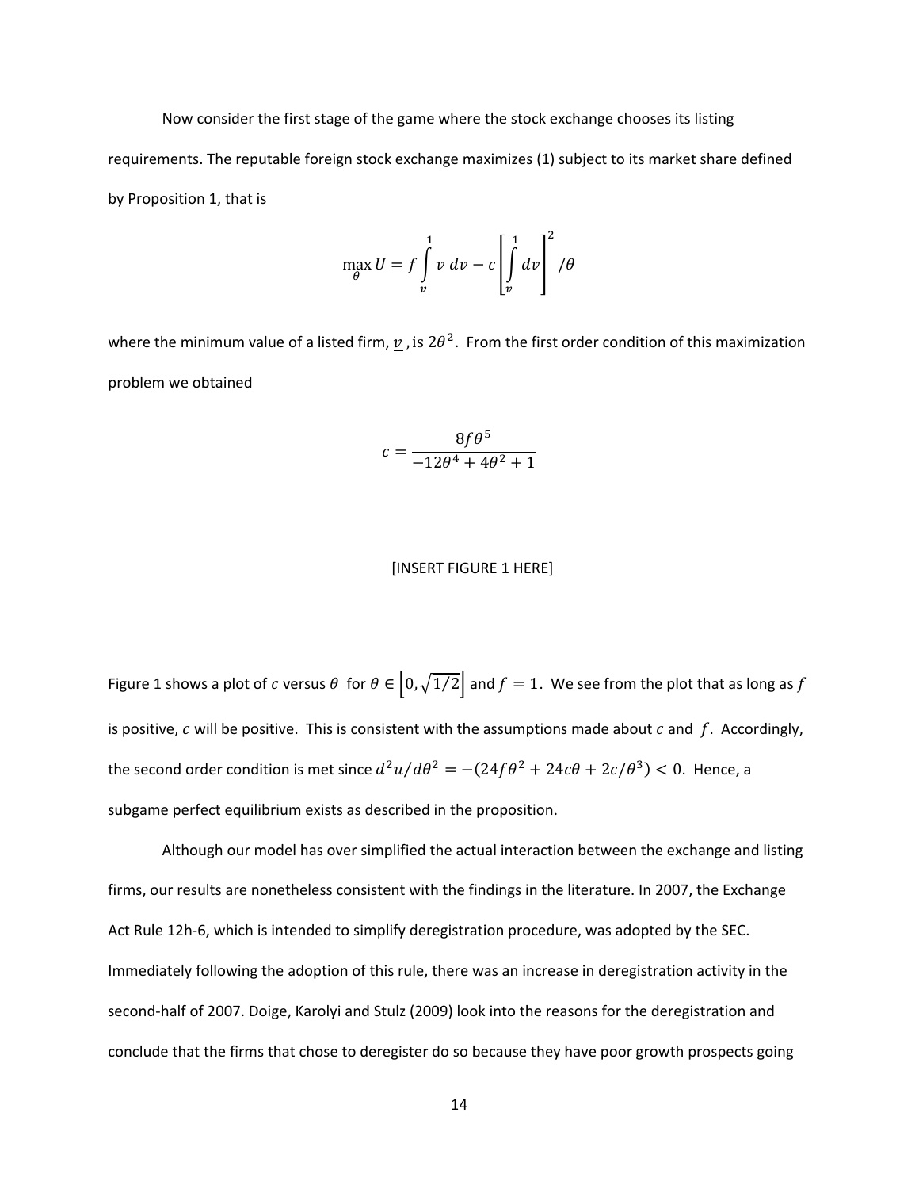Now consider the first stage of the game where the stock exchange chooses its listing requirements. The reputable foreign stock exchange maximizes (1) subject to its market share defined by Proposition 1, that is

$$\max_{\theta} U = f\int_{\underline{v}}^{1} v\,dv - c\left[\int_{\underline{v}}^{1} dv\right]^2 /\theta$$

where the minimum value of a listed firm, $\underline{v}$, is $2\theta^2$. From the first order condition of this maximization problem we obtained

$$c = \frac{8f\theta^5}{-12\theta^4 + 4\theta^2 + 1}$$

[INSERT FIGURE 1 HERE]

Figure 1 shows a plot of $c$ versus $\theta$ for $\theta \in \left[0, \sqrt{1/2}\right]$ and $f = 1$. We see from the plot that as long as $f$ is positive, $c$ will be positive. This is consistent with the assumptions made about $c$ and $f$. Accordingly, the second order condition is met since $d^2u/d\theta^2 = -(24f\theta^2 + 24c\theta + 2c/\theta^3) < 0$. Hence, a subgame perfect equilibrium exists as described in the proposition.

Although our model has over simplified the actual interaction between the exchange and listing firms, our results are nonetheless consistent with the findings in the literature. In 2007, the Exchange Act Rule 12h-6, which is intended to simplify deregistration procedure, was adopted by the SEC. Immediately following the adoption of this rule, there was an increase in deregistration activity in the second-half of 2007. Doige, Karolyi and Stulz (2009) look into the reasons for the deregistration and conclude that the firms that chose to deregister do so because they have poor growth prospects going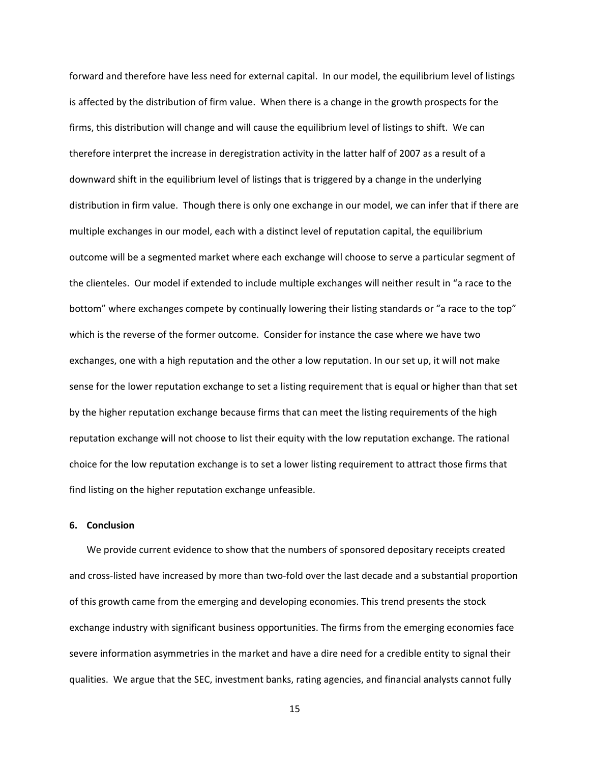forward and therefore have less need for external capital. In our model, the equilibrium level of listings is affected by the distribution of firm value. When there is a change in the growth prospects for the firms, this distribution will change and will cause the equilibrium level of listings to shift. We can therefore interpret the increase in deregistration activity in the latter half of 2007 as a result of a downward shift in the equilibrium level of listings that is triggered by a change in the underlying distribution in firm value. Though there is only one exchange in our model, we can infer that if there are multiple exchanges in our model, each with a distinct level of reputation capital, the equilibrium outcome will be a segmented market where each exchange will choose to serve a particular segment of the clienteles. Our model if extended to include multiple exchanges will neither result in "a race to the bottom" where exchanges compete by continually lowering their listing standards or "a race to the top" which is the reverse of the former outcome. Consider for instance the case where we have two exchanges, one with a high reputation and the other a low reputation. In our set up, it will not make sense for the lower reputation exchange to set a listing requirement that is equal or higher than that set by the higher reputation exchange because firms that can meet the listing requirements of the high reputation exchange will not choose to list their equity with the low reputation exchange. The rational choice for the low reputation exchange is to set a lower listing requirement to attract those firms that find listing on the higher reputation exchange unfeasible.

## 6. Conclusion

We provide current evidence to show that the numbers of sponsored depositary receipts created and cross-listed have increased by more than two-fold over the last decade and a substantial proportion of this growth came from the emerging and developing economies. This trend presents the stock exchange industry with significant business opportunities. The firms from the emerging economies face severe information asymmetries in the market and have a dire need for a credible entity to signal their qualities. We argue that the SEC, investment banks, rating agencies, and financial analysts cannot fully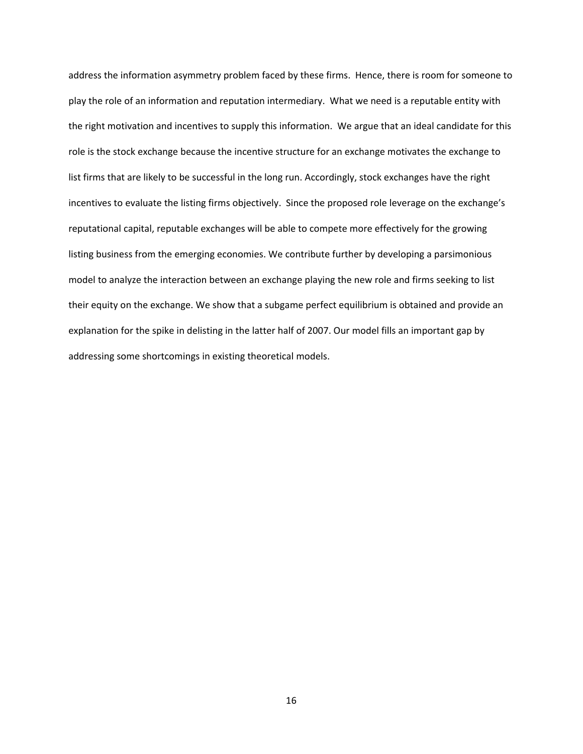address the information asymmetry problem faced by these firms. Hence, there is room for someone to play the role of an information and reputation intermediary. What we need is a reputable entity with the right motivation and incentives to supply this information. We argue that an ideal candidate for this role is the stock exchange because the incentive structure for an exchange motivates the exchange to list firms that are likely to be successful in the long run. Accordingly, stock exchanges have the right incentives to evaluate the listing firms objectively. Since the proposed role leverage on the exchange's reputational capital, reputable exchanges will be able to compete more effectively for the growing listing business from the emerging economies. We contribute further by developing a parsimonious model to analyze the interaction between an exchange playing the new role and firms seeking to list their equity on the exchange. We show that a subgame perfect equilibrium is obtained and provide an explanation for the spike in delisting in the latter half of 2007. Our model fills an important gap by addressing some shortcomings in existing theoretical models.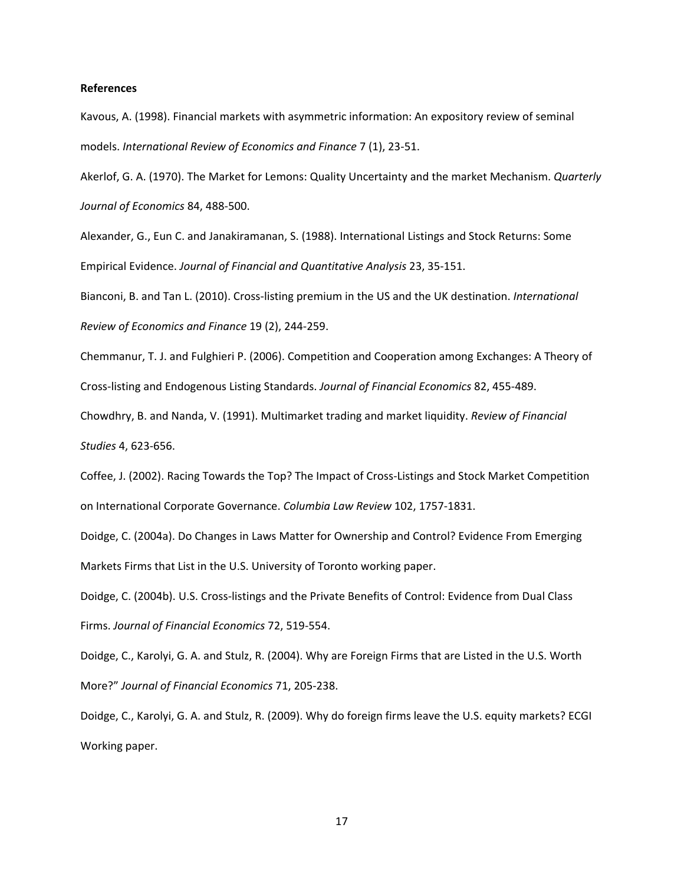**References**

Kavous, A. (1998). Financial markets with asymmetric information: An expository review of seminal models. *International Review of Economics and Finance* 7 (1), 23-51.

Akerlof, G. A. (1970). The Market for Lemons: Quality Uncertainty and the market Mechanism. *Quarterly Journal of Economics* 84, 488-500.

Alexander, G., Eun C. and Janakiramanan, S. (1988). International Listings and Stock Returns: Some Empirical Evidence. *Journal of Financial and Quantitative Analysis* 23, 35-151.

Bianconi, B. and Tan L. (2010). Cross-listing premium in the US and the UK destination. *International Review of Economics and Finance* 19 (2), 244-259.

Chemmanur, T. J. and Fulghieri P. (2006). Competition and Cooperation among Exchanges: A Theory of Cross-listing and Endogenous Listing Standards. *Journal of Financial Economics* 82, 455-489.

Chowdhry, B. and Nanda, V. (1991). Multimarket trading and market liquidity. *Review of Financial Studies* 4, 623-656.

Coffee, J. (2002). Racing Towards the Top? The Impact of Cross-Listings and Stock Market Competition on International Corporate Governance. *Columbia Law Review* 102, 1757-1831.

Doidge, C. (2004a). Do Changes in Laws Matter for Ownership and Control? Evidence From Emerging Markets Firms that List in the U.S. University of Toronto working paper.

Doidge, C. (2004b). U.S. Cross-listings and the Private Benefits of Control: Evidence from Dual Class Firms. *Journal of Financial Economics* 72, 519-554.

Doidge, C., Karolyi, G. A. and Stulz, R. (2004). Why are Foreign Firms that are Listed in the U.S. Worth More?" *Journal of Financial Economics* 71, 205-238.

Doidge, C., Karolyi, G. A. and Stulz, R. (2009). Why do foreign firms leave the U.S. equity markets? ECGI Working paper.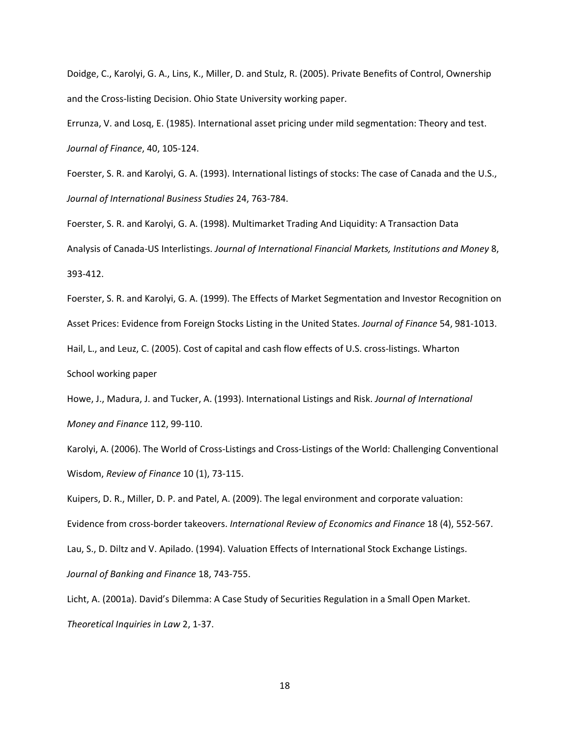Doidge, C., Karolyi, G. A., Lins, K., Miller, D. and Stulz, R. (2005). Private Benefits of Control, Ownership and the Cross-listing Decision. Ohio State University working paper.

Errunza, V. and Losq, E. (1985). International asset pricing under mild segmentation: Theory and test. *Journal of Finance*, 40, 105-124.

Foerster, S. R. and Karolyi, G. A. (1993). International listings of stocks: The case of Canada and the U.S., *Journal of International Business Studies* 24, 763-784.

Foerster, S. R. and Karolyi, G. A. (1998). Multimarket Trading And Liquidity: A Transaction Data Analysis of Canada-US Interlistings. *Journal of International Financial Markets, Institutions and Money* 8, 393-412.

Foerster, S. R. and Karolyi, G. A. (1999). The Effects of Market Segmentation and Investor Recognition on Asset Prices: Evidence from Foreign Stocks Listing in the United States. *Journal of Finance* 54, 981-1013.

Hail, L., and Leuz, C. (2005). Cost of capital and cash flow effects of U.S. cross-listings. Wharton School working paper

Howe, J., Madura, J. and Tucker, A. (1993). International Listings and Risk. *Journal of International Money and Finance* 112, 99-110.

Karolyi, A. (2006). The World of Cross-Listings and Cross-Listings of the World: Challenging Conventional Wisdom, *Review of Finance* 10 (1), 73-115.

Kuipers, D. R., Miller, D. P. and Patel, A. (2009). The legal environment and corporate valuation: Evidence from cross-border takeovers. *International Review of Economics and Finance* 18 (4), 552-567.

Lau, S., D. Diltz and V. Apilado. (1994). Valuation Effects of International Stock Exchange Listings. *Journal of Banking and Finance* 18, 743-755.

Licht, A. (2001a). David's Dilemma: A Case Study of Securities Regulation in a Small Open Market. *Theoretical Inquiries in Law* 2, 1-37.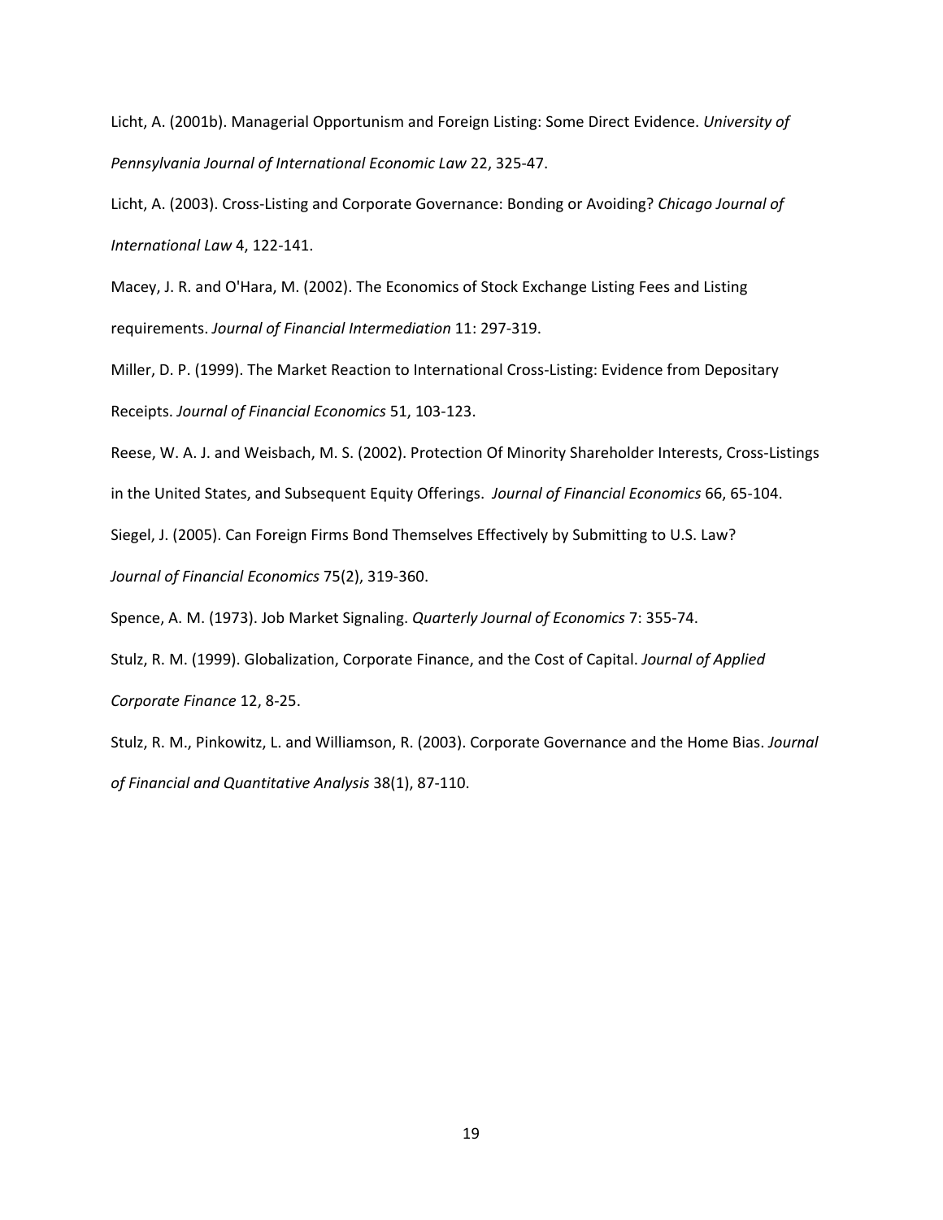Licht, A. (2001b). Managerial Opportunism and Foreign Listing: Some Direct Evidence. *University of Pennsylvania Journal of International Economic Law* 22, 325-47.

Licht, A. (2003). Cross-Listing and Corporate Governance: Bonding or Avoiding? *Chicago Journal of International Law* 4, 122-141.

Macey, J. R. and O'Hara, M. (2002). The Economics of Stock Exchange Listing Fees and Listing requirements. *Journal of Financial Intermediation* 11: 297-319.

Miller, D. P. (1999). The Market Reaction to International Cross-Listing: Evidence from Depositary Receipts. *Journal of Financial Economics* 51, 103-123.

Reese, W. A. J. and Weisbach, M. S. (2002). Protection Of Minority Shareholder Interests, Cross-Listings in the United States, and Subsequent Equity Offerings. *Journal of Financial Economics* 66, 65-104.

Siegel, J. (2005). Can Foreign Firms Bond Themselves Effectively by Submitting to U.S. Law? *Journal of Financial Economics* 75(2), 319-360.

Spence, A. M. (1973). Job Market Signaling. *Quarterly Journal of Economics* 7: 355-74.

Stulz, R. M. (1999). Globalization, Corporate Finance, and the Cost of Capital. *Journal of Applied Corporate Finance* 12, 8-25.

Stulz, R. M., Pinkowitz, L. and Williamson, R. (2003). Corporate Governance and the Home Bias. *Journal of Financial and Quantitative Analysis* 38(1), 87-110.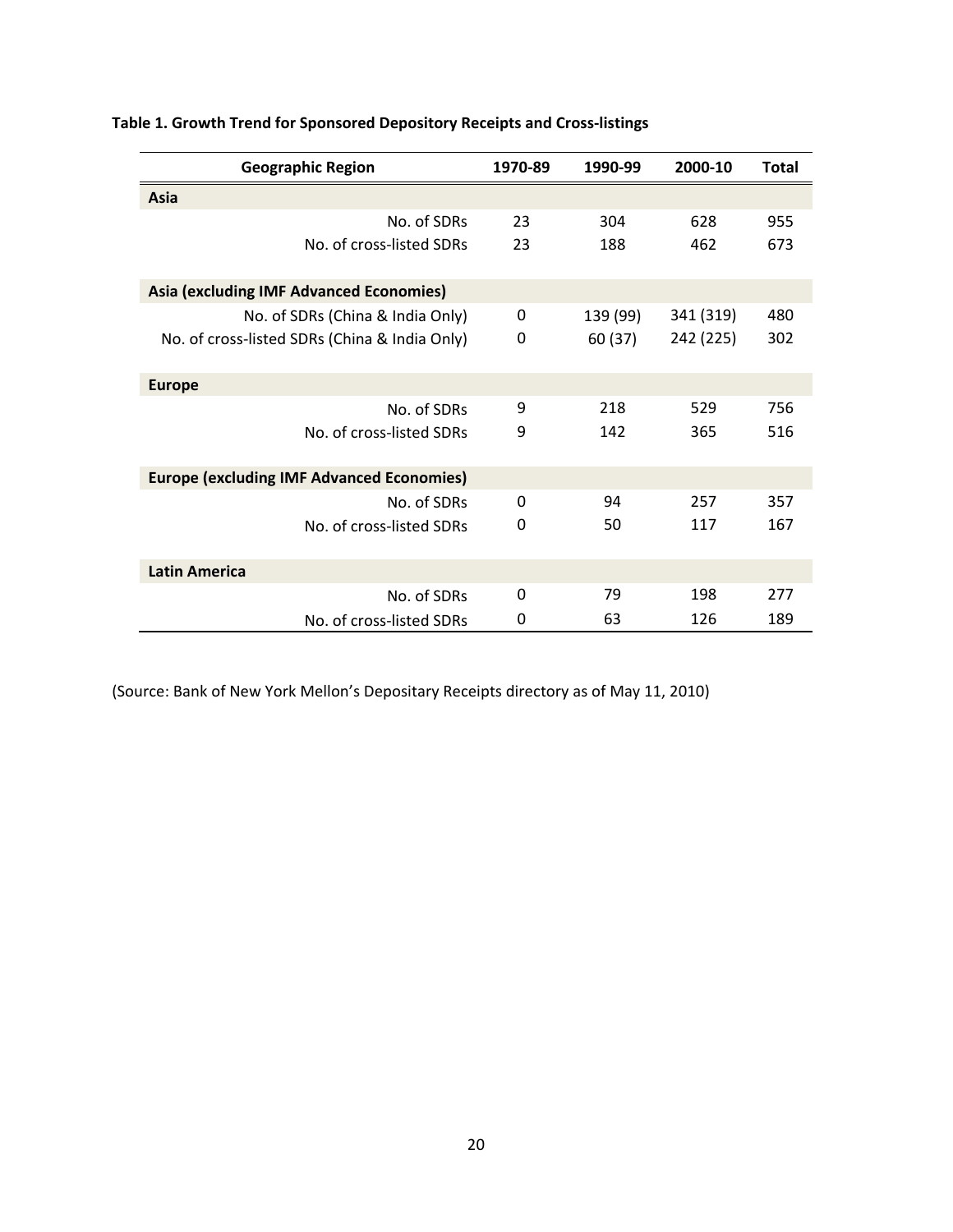**Table 1. Growth Trend for Sponsored Depository Receipts and Cross-listings**

| Geographic Region | 1970-89 | 1990-99 | 2000-10 | Total |
|---|---|---|---|---|
| **Asia** | | | | |
| No. of SDRs | 23 | 304 | 628 | 955 |
| No. of cross-listed SDRs | 23 | 188 | 462 | 673 |
| **Asia (excluding IMF Advanced Economies)** | | | | |
| No. of SDRs (China & India Only) | 0 | 139 (99) | 341 (319) | 480 |
| No. of cross-listed SDRs (China & India Only) | 0 | 60 (37) | 242 (225) | 302 |
| **Europe** | | | | |
| No. of SDRs | 9 | 218 | 529 | 756 |
| No. of cross-listed SDRs | 9 | 142 | 365 | 516 |
| **Europe (excluding IMF Advanced Economies)** | | | | |
| No. of SDRs | 0 | 94 | 257 | 357 |
| No. of cross-listed SDRs | 0 | 50 | 117 | 167 |
| **Latin America** | | | | |
| No. of SDRs | 0 | 79 | 198 | 277 |
| No. of cross-listed SDRs | 0 | 63 | 126 | 189 |

(Source: Bank of New York Mellon's Depositary Receipts directory as of May 11, 2010)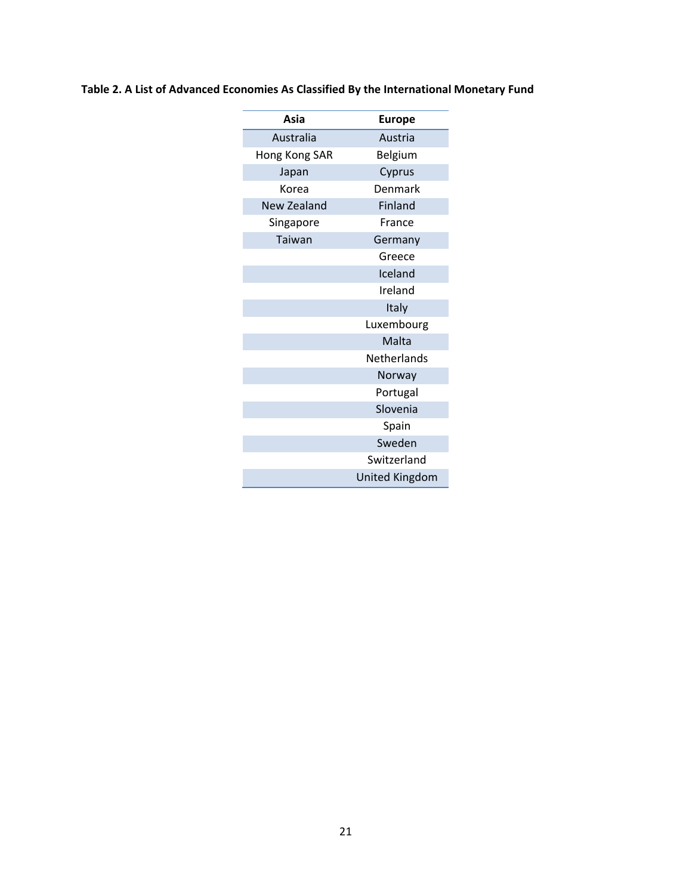**Table 2. A List of Advanced Economies As Classified By the International Monetary Fund**

| Asia | Europe |
|---|---|
| Australia | Austria |
| Hong Kong SAR | Belgium |
| Japan | Cyprus |
| Korea | Denmark |
| New Zealand | Finland |
| Singapore | France |
| Taiwan | Germany |
| | Greece |
| | Iceland |
| | Ireland |
| | Italy |
| | Luxembourg |
| | Malta |
| | Netherlands |
| | Norway |
| | Portugal |
| | Slovenia |
| | Spain |
| | Sweden |
| | Switzerland |
| | United Kingdom |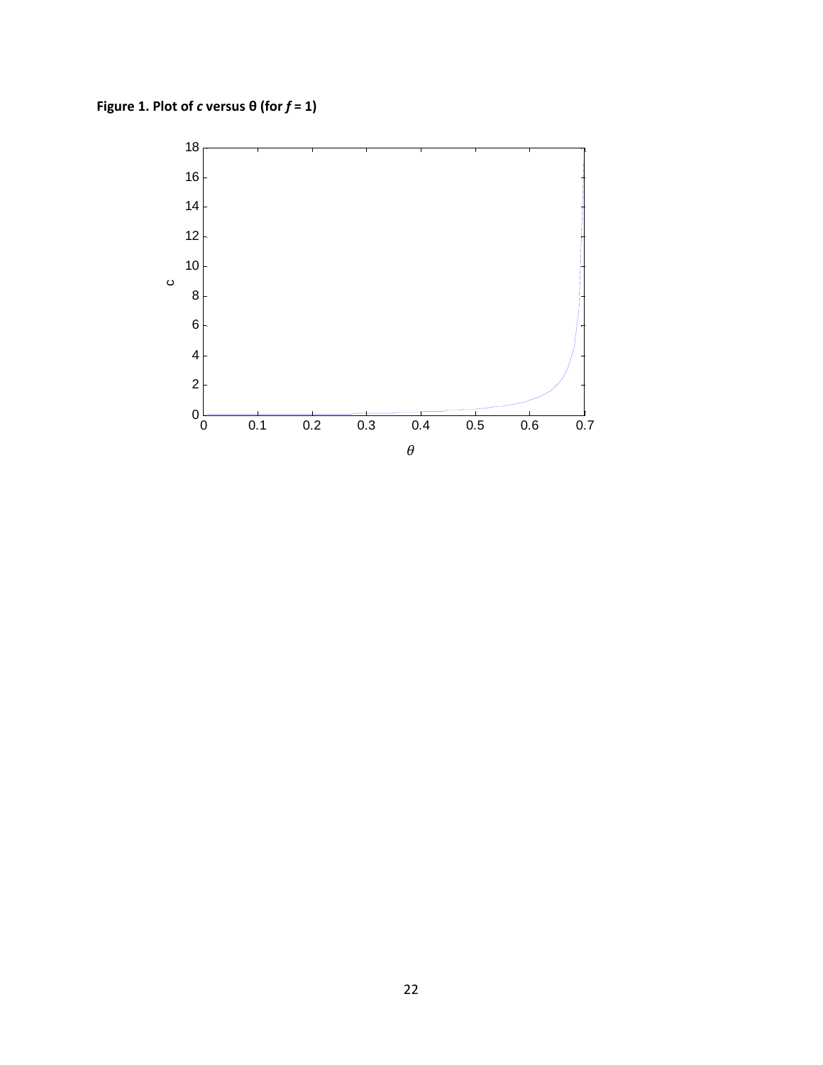**Figure 1. Plot of *c* versus θ (for *f* = 1)**

18
16
14
12
10
c
8
6
4
2
0
0
0.1
0.2
0.3
0.4
0.5
0.6
0.7
θ